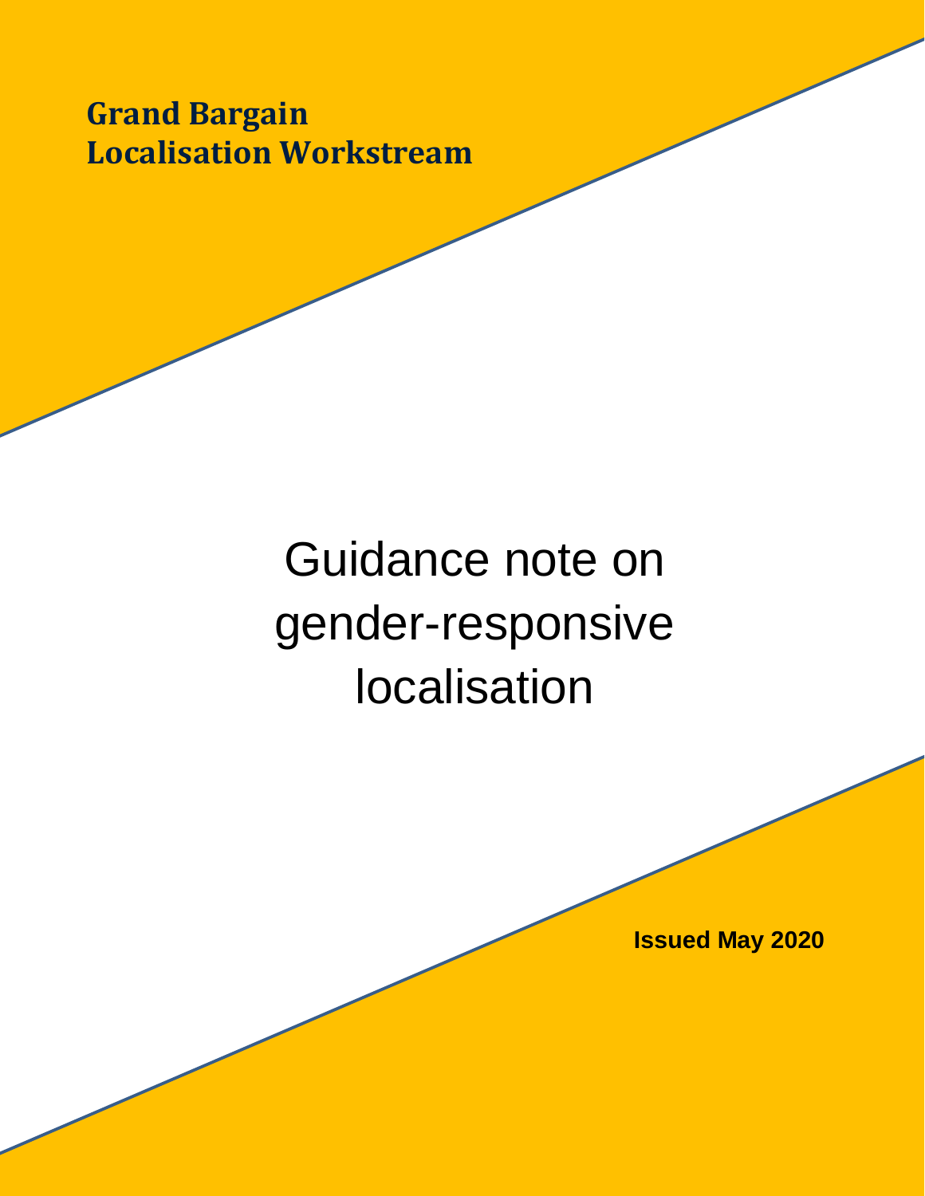**Grand Bargain**
**Localisation Workstream**

# Guidance note on gender-responsive localisation

**Issued May 2020**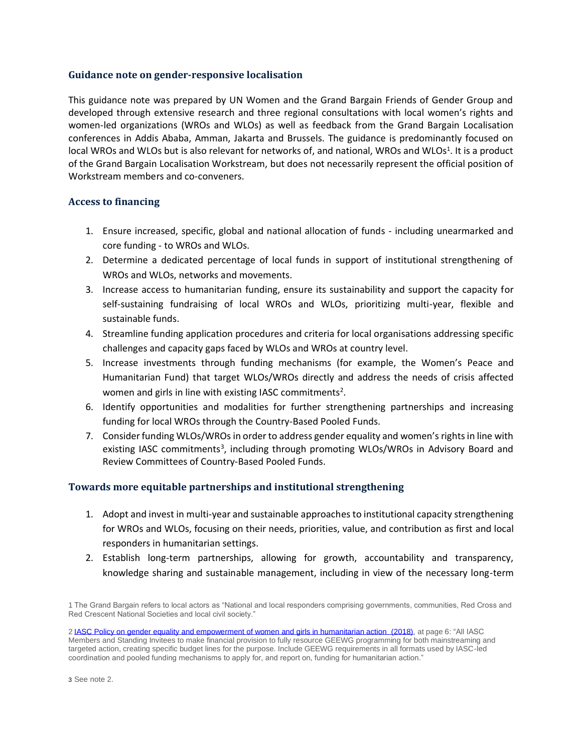## Guidance note on gender-responsive localisation

This guidance note was prepared by UN Women and the Grand Bargain Friends of Gender Group and developed through extensive research and three regional consultations with local women's rights and women-led organizations (WROs and WLOs) as well as feedback from the Grand Bargain Localisation conferences in Addis Ababa, Amman, Jakarta and Brussels. The guidance is predominantly focused on local WROs and WLOs but is also relevant for networks of, and national, WROs and WLOs[1]. It is a product of the Grand Bargain Localisation Workstream, but does not necessarily represent the official position of Workstream members and co-conveners.

### Access to financing

1. Ensure increased, specific, global and national allocation of funds - including unearmarked and core funding - to WROs and WLOs.
2. Determine a dedicated percentage of local funds in support of institutional strengthening of WROs and WLOs, networks and movements.
3. Increase access to humanitarian funding, ensure its sustainability and support the capacity for self-sustaining fundraising of local WROs and WLOs, prioritizing multi-year, flexible and sustainable funds.
4. Streamline funding application procedures and criteria for local organisations addressing specific challenges and capacity gaps faced by WLOs and WROs at country level.
5. Increase investments through funding mechanisms (for example, the Women's Peace and Humanitarian Fund) that target WLOs/WROs directly and address the needs of crisis affected women and girls in line with existing IASC commitments[2].
6. Identify opportunities and modalities for further strengthening partnerships and increasing funding for local WROs through the Country-Based Pooled Funds.
7. Consider funding WLOs/WROs in order to address gender equality and women's rights in line with existing IASC commitments[3], including through promoting WLOs/WROs in Advisory Board and Review Committees of Country-Based Pooled Funds.

### Towards more equitable partnerships and institutional strengthening

1. Adopt and invest in multi-year and sustainable approaches to institutional capacity strengthening for WROs and WLOs, focusing on their needs, priorities, value, and contribution as first and local responders in humanitarian settings.
2. Establish long-term partnerships, allowing for growth, accountability and transparency, knowledge sharing and sustainable management, including in view of the necessary long-term

---

1 The Grand Bargain refers to local actors as "National and local responders comprising governments, communities, Red Cross and Red Crescent National Societies and local civil society."

2 [IASC Policy on gender equality and empowerment of women and girls in humanitarian action (2018)](), at page 6: "All IASC Members and Standing Invitees to make financial provision to fully resource GEEWG programming for both mainstreaming and targeted action, creating specific budget lines for the purpose. Include GEEWG requirements in all formats used by IASC-led coordination and pooled funding mechanisms to apply for, and report on, funding for humanitarian action."

3 See note 2.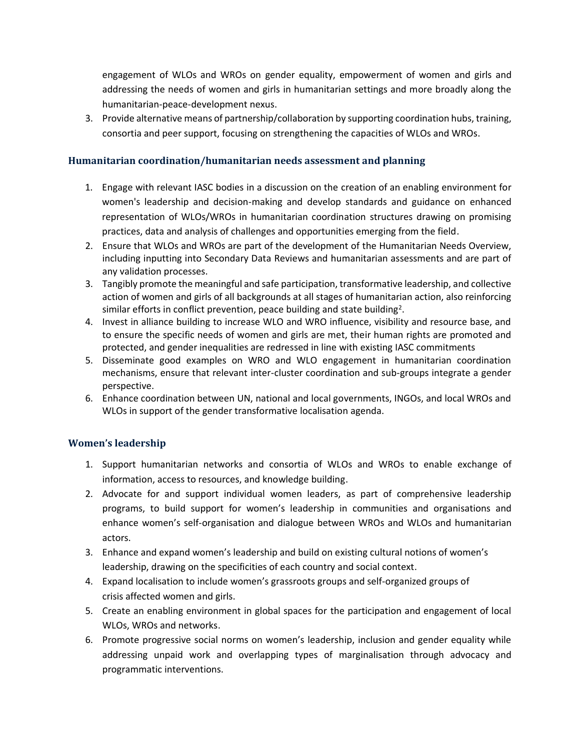engagement of WLOs and WROs on gender equality, empowerment of women and girls and addressing the needs of women and girls in humanitarian settings and more broadly along the humanitarian-peace-development nexus.

3. Provide alternative means of partnership/collaboration by supporting coordination hubs, training, consortia and peer support, focusing on strengthening the capacities of WLOs and WROs.

### Humanitarian coordination/humanitarian needs assessment and planning

1. Engage with relevant IASC bodies in a discussion on the creation of an enabling environment for women's leadership and decision-making and develop standards and guidance on enhanced representation of WLOs/WROs in humanitarian coordination structures drawing on promising practices, data and analysis of challenges and opportunities emerging from the field.
2. Ensure that WLOs and WROs are part of the development of the Humanitarian Needs Overview, including inputting into Secondary Data Reviews and humanitarian assessments and are part of any validation processes.
3. Tangibly promote the meaningful and safe participation, transformative leadership, and collective action of women and girls of all backgrounds at all stages of humanitarian action, also reinforcing similar efforts in conflict prevention, peace building and state building[2].
4. Invest in alliance building to increase WLO and WRO influence, visibility and resource base, and to ensure the specific needs of women and girls are met, their human rights are promoted and protected, and gender inequalities are redressed in line with existing IASC commitments
5. Disseminate good examples on WRO and WLO engagement in humanitarian coordination mechanisms, ensure that relevant inter-cluster coordination and sub-groups integrate a gender perspective.
6. Enhance coordination between UN, national and local governments, INGOs, and local WROs and WLOs in support of the gender transformative localisation agenda.

### Women's leadership

1. Support humanitarian networks and consortia of WLOs and WROs to enable exchange of information, access to resources, and knowledge building.
2. Advocate for and support individual women leaders, as part of comprehensive leadership programs, to build support for women's leadership in communities and organisations and enhance women's self-organisation and dialogue between WROs and WLOs and humanitarian actors.
3. Enhance and expand women's leadership and build on existing cultural notions of women's leadership, drawing on the specificities of each country and social context.
4. Expand localisation to include women's grassroots groups and self-organized groups of crisis affected women and girls.
5. Create an enabling environment in global spaces for the participation and engagement of local WLOs, WROs and networks.
6. Promote progressive social norms on women's leadership, inclusion and gender equality while addressing unpaid work and overlapping types of marginalisation through advocacy and programmatic interventions.